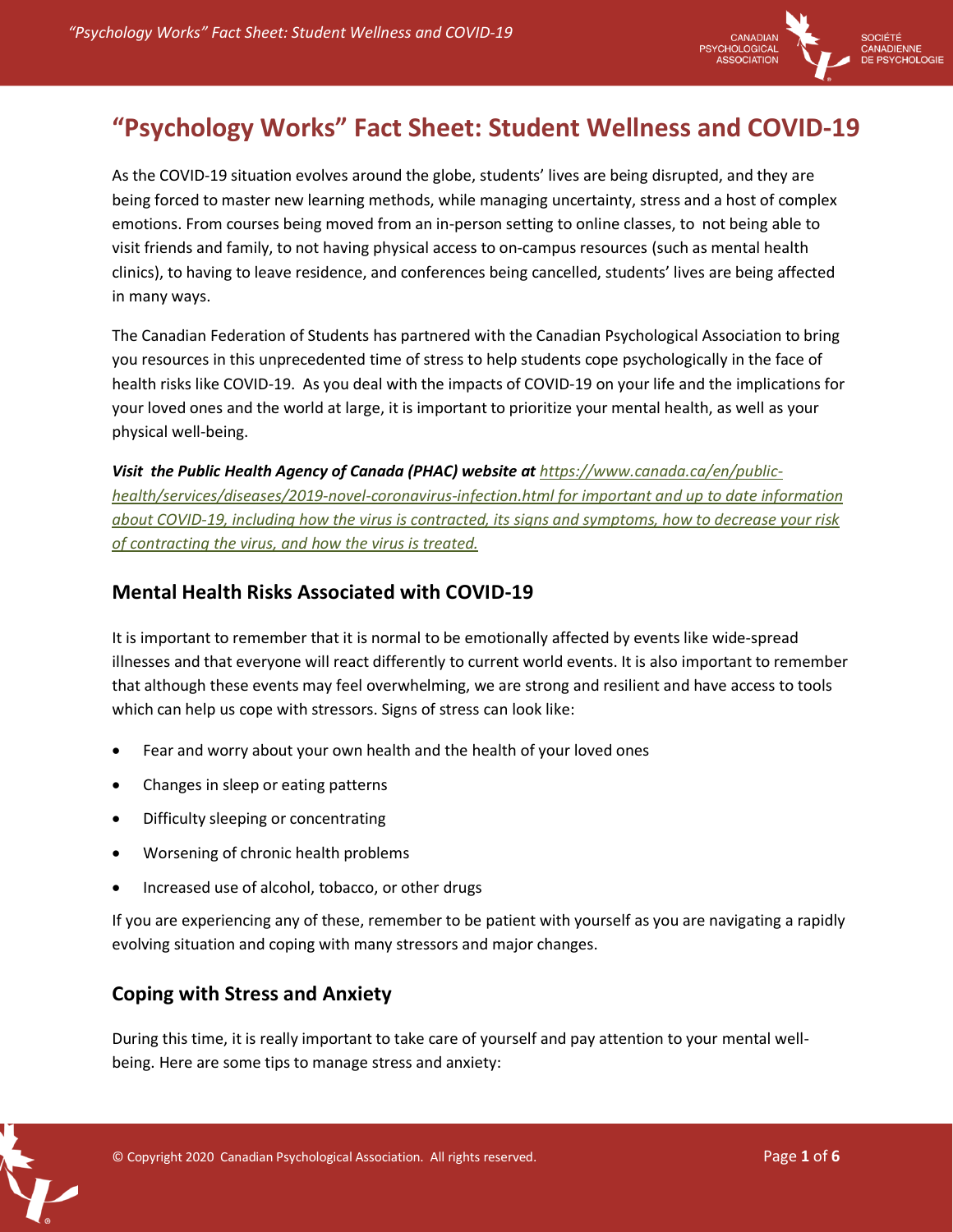# "Psychology Works" Fact Sheet: Student Wellness and COVID-19

As the COVID-19 situation evolves around the globe, students' lives are being disrupted, and they are being forced to master new learning methods, while managing uncertainty, stress and a host of complex emotions. From courses being moved from an in-person setting to online classes, to not being able to visit friends and family, to not having physical access to on-campus resources (such as mental health clinics), to having to leave residence, and conferences being cancelled, students' lives are being affected in many ways.

The Canadian Federation of Students has partnered with the Canadian Psychological Association to bring you resources in this unprecedented time of stress to help students cope psychologically in the face of health risks like COVID-19. As you deal with the impacts of COVID-19 on your life and the implications for your loved ones and the world at large, it is important to prioritize your mental health, as well as your physical well-being.

***Visit the Public Health Agency of Canada (PHAC) website at*** *https://www.canada.ca/en/public-health/services/diseases/2019-novel-coronavirus-infection.html for important and up to date information about COVID-19, including how the virus is contracted, its signs and symptoms, how to decrease your risk of contracting the virus, and how the virus is treated.*

## Mental Health Risks Associated with COVID-19

It is important to remember that it is normal to be emotionally affected by events like wide-spread illnesses and that everyone will react differently to current world events. It is also important to remember that although these events may feel overwhelming, we are strong and resilient and have access to tools which can help us cope with stressors. Signs of stress can look like:

- Fear and worry about your own health and the health of your loved ones
- Changes in sleep or eating patterns
- Difficulty sleeping or concentrating
- Worsening of chronic health problems
- Increased use of alcohol, tobacco, or other drugs

If you are experiencing any of these, remember to be patient with yourself as you are navigating a rapidly evolving situation and coping with many stressors and major changes.

## Coping with Stress and Anxiety

During this time, it is really important to take care of yourself and pay attention to your mental well-being. Here are some tips to manage stress and anxiety: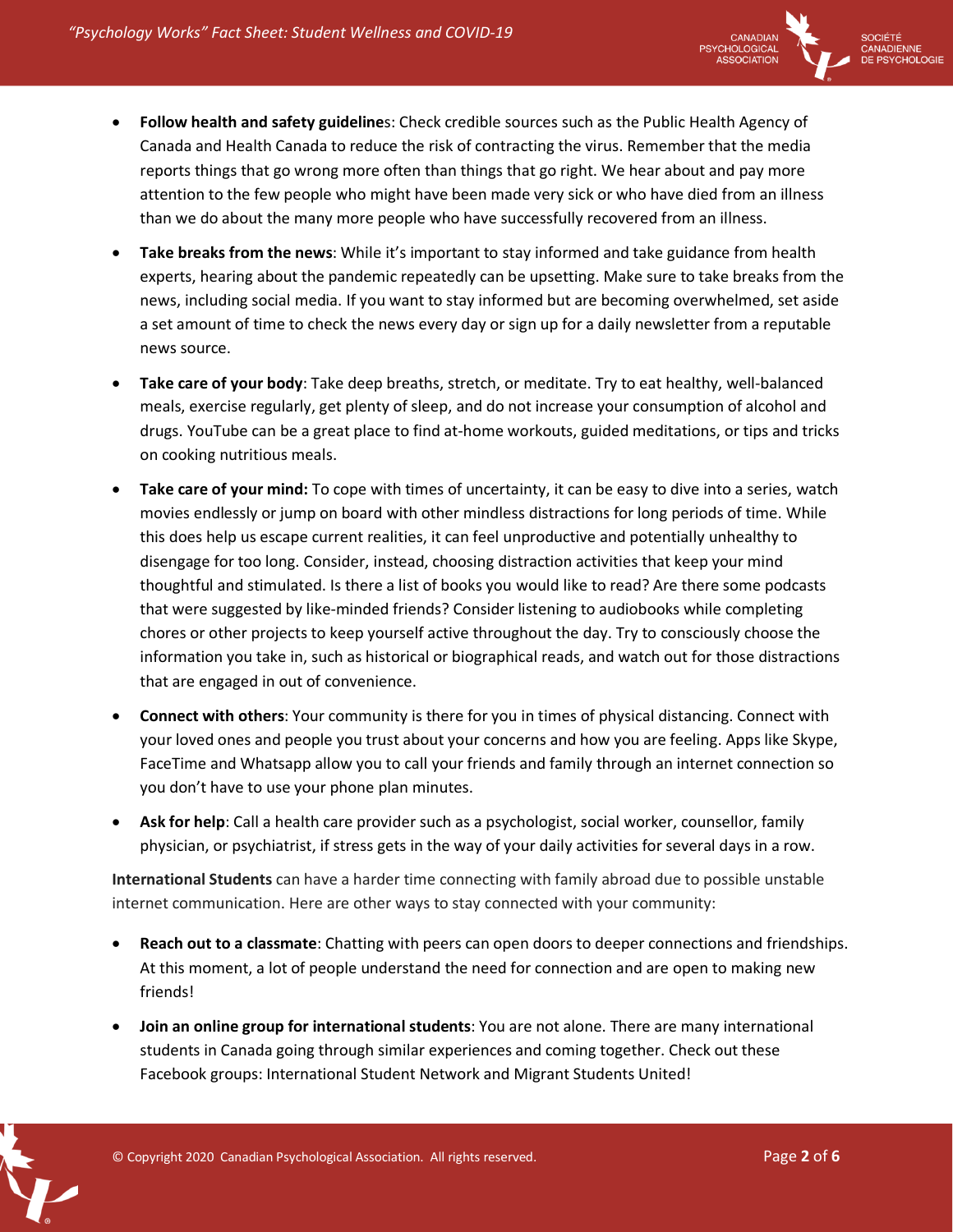- **Follow health and safety guidelines**: Check credible sources such as the Public Health Agency of Canada and Health Canada to reduce the risk of contracting the virus. Remember that the media reports things that go wrong more often than things that go right. We hear about and pay more attention to the few people who might have been made very sick or who have died from an illness than we do about the many more people who have successfully recovered from an illness.
- **Take breaks from the news**: While it's important to stay informed and take guidance from health experts, hearing about the pandemic repeatedly can be upsetting. Make sure to take breaks from the news, including social media. If you want to stay informed but are becoming overwhelmed, set aside a set amount of time to check the news every day or sign up for a daily newsletter from a reputable news source.
- **Take care of your body**: Take deep breaths, stretch, or meditate. Try to eat healthy, well-balanced meals, exercise regularly, get plenty of sleep, and do not increase your consumption of alcohol and drugs. YouTube can be a great place to find at-home workouts, guided meditations, or tips and tricks on cooking nutritious meals.
- **Take care of your mind:** To cope with times of uncertainty, it can be easy to dive into a series, watch movies endlessly or jump on board with other mindless distractions for long periods of time. While this does help us escape current realities, it can feel unproductive and potentially unhealthy to disengage for too long. Consider, instead, choosing distraction activities that keep your mind thoughtful and stimulated. Is there a list of books you would like to read? Are there some podcasts that were suggested by like-minded friends? Consider listening to audiobooks while completing chores or other projects to keep yourself active throughout the day. Try to consciously choose the information you take in, such as historical or biographical reads, and watch out for those distractions that are engaged in out of convenience.
- **Connect with others**: Your community is there for you in times of physical distancing. Connect with your loved ones and people you trust about your concerns and how you are feeling. Apps like Skype, FaceTime and Whatsapp allow you to call your friends and family through an internet connection so you don't have to use your phone plan minutes.
- **Ask for help**: Call a health care provider such as a psychologist, social worker, counsellor, family physician, or psychiatrist, if stress gets in the way of your daily activities for several days in a row.

**International Students** can have a harder time connecting with family abroad due to possible unstable internet communication. Here are other ways to stay connected with your community:

- **Reach out to a classmate**: Chatting with peers can open doors to deeper connections and friendships. At this moment, a lot of people understand the need for connection and are open to making new friends!
- **Join an online group for international students**: You are not alone. There are many international students in Canada going through similar experiences and coming together. Check out these Facebook groups: International Student Network and Migrant Students United!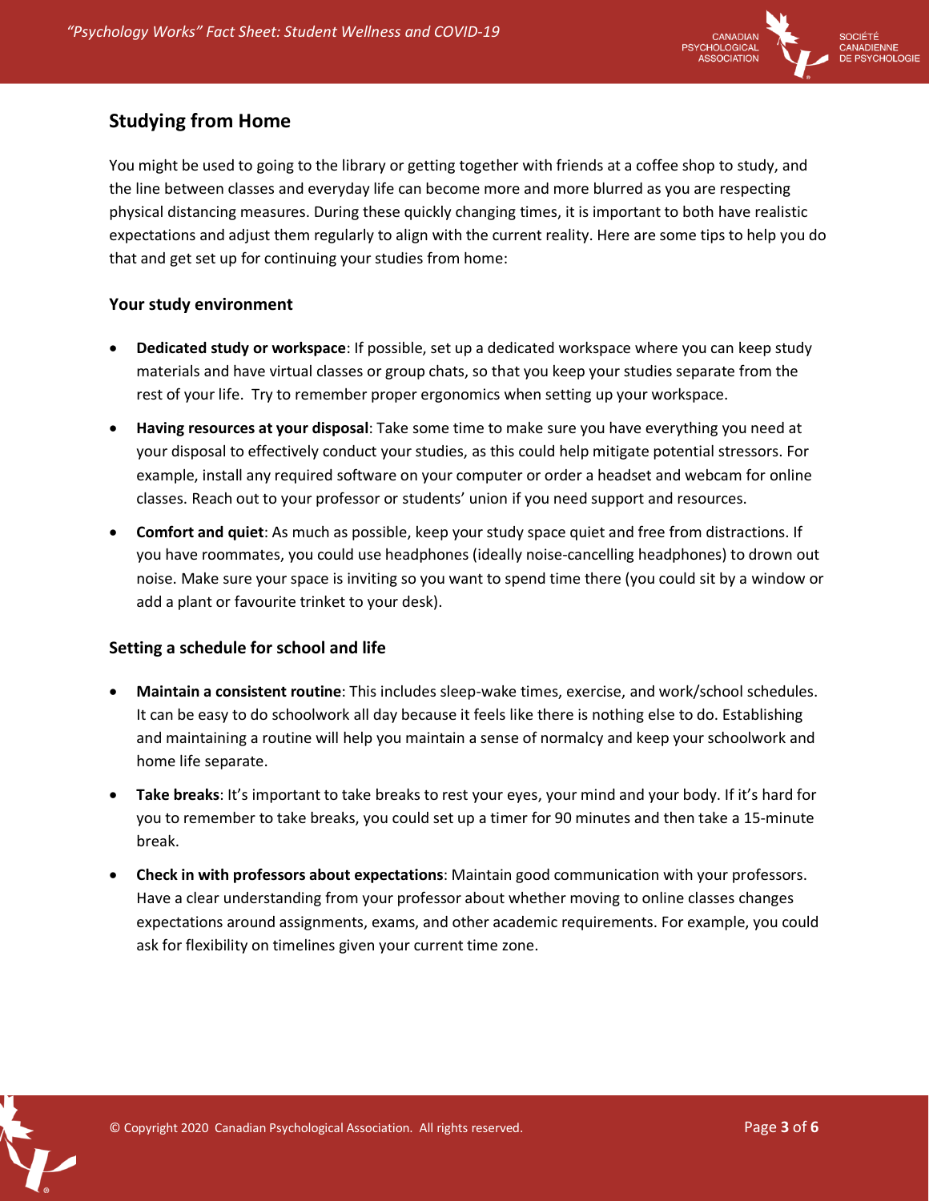## Studying from Home

You might be used to going to the library or getting together with friends at a coffee shop to study, and the line between classes and everyday life can become more and more blurred as you are respecting physical distancing measures. During these quickly changing times, it is important to both have realistic expectations and adjust them regularly to align with the current reality. Here are some tips to help you do that and get set up for continuing your studies from home:

### Your study environment

- **Dedicated study or workspace**: If possible, set up a dedicated workspace where you can keep study materials and have virtual classes or group chats, so that you keep your studies separate from the rest of your life. Try to remember proper ergonomics when setting up your workspace.
- **Having resources at your disposal**: Take some time to make sure you have everything you need at your disposal to effectively conduct your studies, as this could help mitigate potential stressors. For example, install any required software on your computer or order a headset and webcam for online classes. Reach out to your professor or students' union if you need support and resources.
- **Comfort and quiet**: As much as possible, keep your study space quiet and free from distractions. If you have roommates, you could use headphones (ideally noise-cancelling headphones) to drown out noise. Make sure your space is inviting so you want to spend time there (you could sit by a window or add a plant or favourite trinket to your desk).

### Setting a schedule for school and life

- **Maintain a consistent routine**: This includes sleep-wake times, exercise, and work/school schedules. It can be easy to do schoolwork all day because it feels like there is nothing else to do. Establishing and maintaining a routine will help you maintain a sense of normalcy and keep your schoolwork and home life separate.
- **Take breaks**: It's important to take breaks to rest your eyes, your mind and your body. If it's hard for you to remember to take breaks, you could set up a timer for 90 minutes and then take a 15-minute break.
- **Check in with professors about expectations**: Maintain good communication with your professors. Have a clear understanding from your professor about whether moving to online classes changes expectations around assignments, exams, and other academic requirements. For example, you could ask for flexibility on timelines given your current time zone.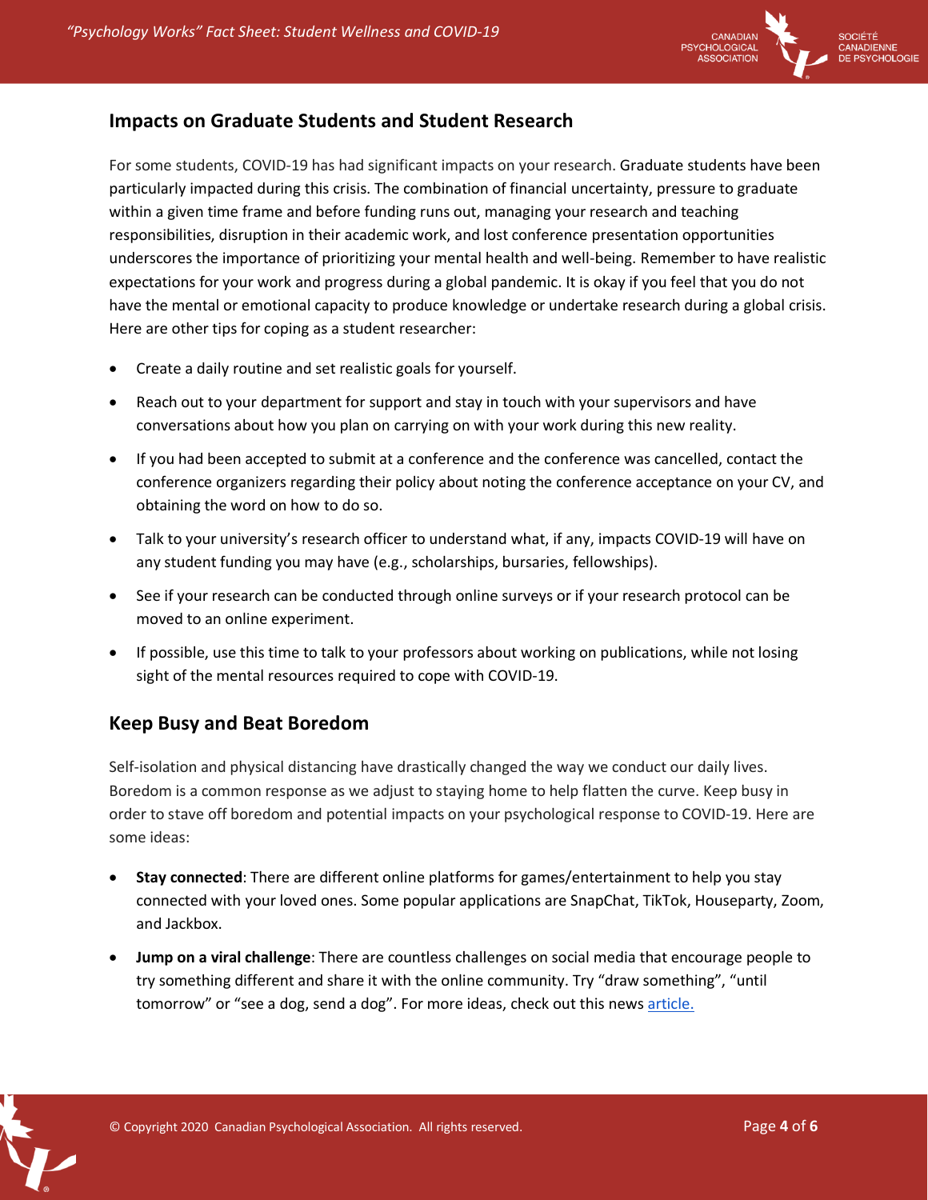## Impacts on Graduate Students and Student Research

For some students, COVID-19 has had significant impacts on your research. Graduate students have been particularly impacted during this crisis. The combination of financial uncertainty, pressure to graduate within a given time frame and before funding runs out, managing your research and teaching responsibilities, disruption in their academic work, and lost conference presentation opportunities underscores the importance of prioritizing your mental health and well-being. Remember to have realistic expectations for your work and progress during a global pandemic. It is okay if you feel that you do not have the mental or emotional capacity to produce knowledge or undertake research during a global crisis. Here are other tips for coping as a student researcher:

- Create a daily routine and set realistic goals for yourself.
- Reach out to your department for support and stay in touch with your supervisors and have conversations about how you plan on carrying on with your work during this new reality.
- If you had been accepted to submit at a conference and the conference was cancelled, contact the conference organizers regarding their policy about noting the conference acceptance on your CV, and obtaining the word on how to do so.
- Talk to your university's research officer to understand what, if any, impacts COVID-19 will have on any student funding you may have (e.g., scholarships, bursaries, fellowships).
- See if your research can be conducted through online surveys or if your research protocol can be moved to an online experiment.
- If possible, use this time to talk to your professors about working on publications, while not losing sight of the mental resources required to cope with COVID-19.

## Keep Busy and Beat Boredom

Self-isolation and physical distancing have drastically changed the way we conduct our daily lives. Boredom is a common response as we adjust to staying home to help flatten the curve. Keep busy in order to stave off boredom and potential impacts on your psychological response to COVID-19. Here are some ideas:

- **Stay connected**: There are different online platforms for games/entertainment to help you stay connected with your loved ones. Some popular applications are SnapChat, TikTok, Houseparty, Zoom, and Jackbox.
- **Jump on a viral challenge**: There are countless challenges on social media that encourage people to try something different and share it with the online community. Try "draw something", "until tomorrow" or "see a dog, send a dog". For more ideas, check out this news article.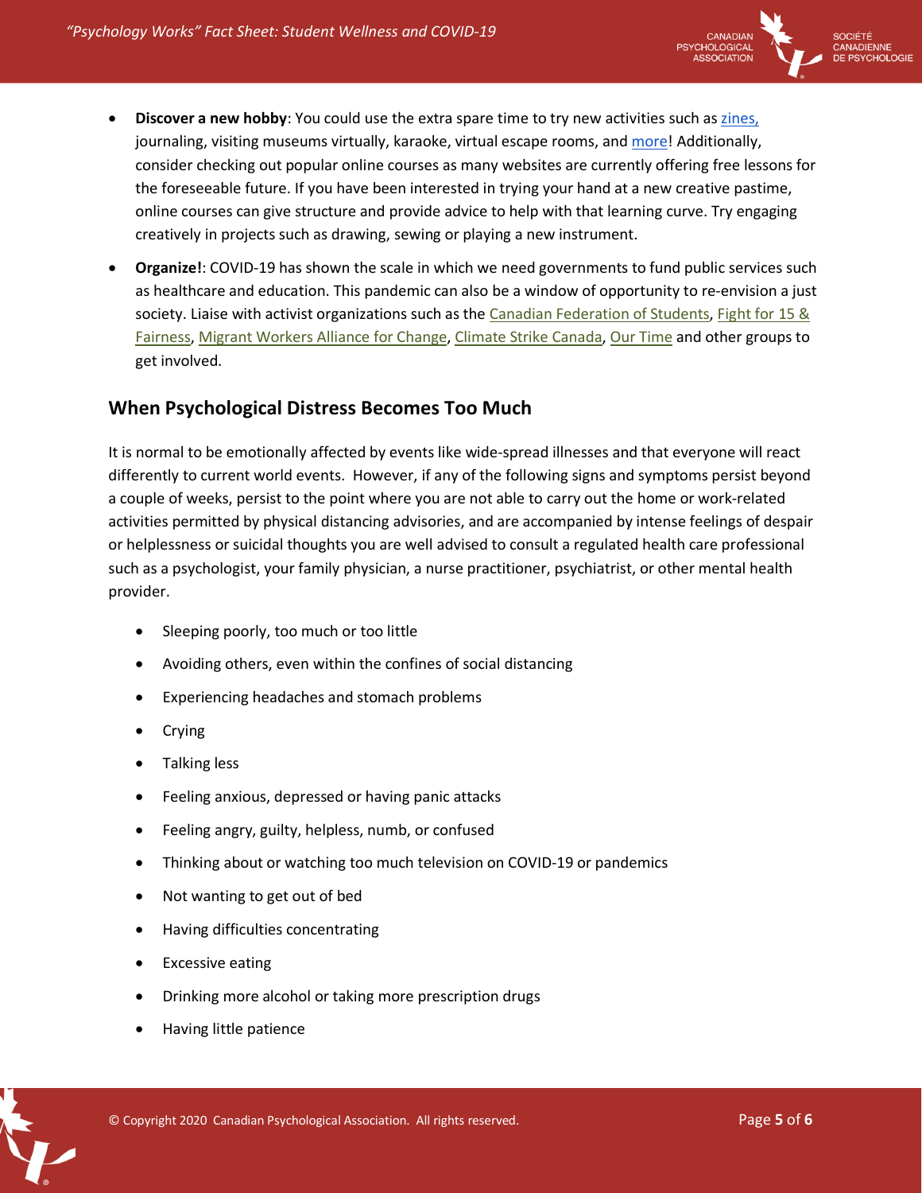- **Discover a new hobby**: You could use the extra spare time to try new activities such as zines, journaling, visiting museums virtually, karaoke, virtual escape rooms, and more! Additionally, consider checking out popular online courses as many websites are currently offering free lessons for the foreseeable future. If you have been interested in trying your hand at a new creative pastime, online courses can give structure and provide advice to help with that learning curve. Try engaging creatively in projects such as drawing, sewing or playing a new instrument.
- **Organize!**: COVID-19 has shown the scale in which we need governments to fund public services such as healthcare and education. This pandemic can also be a window of opportunity to re-envision a just society. Liaise with activist organizations such as the Canadian Federation of Students, Fight for 15 & Fairness, Migrant Workers Alliance for Change, Climate Strike Canada, Our Time and other groups to get involved.

## When Psychological Distress Becomes Too Much

It is normal to be emotionally affected by events like wide-spread illnesses and that everyone will react differently to current world events. However, if any of the following signs and symptoms persist beyond a couple of weeks, persist to the point where you are not able to carry out the home or work-related activities permitted by physical distancing advisories, and are accompanied by intense feelings of despair or helplessness or suicidal thoughts you are well advised to consult a regulated health care professional such as a psychologist, your family physician, a nurse practitioner, psychiatrist, or other mental health provider.

- Sleeping poorly, too much or too little
- Avoiding others, even within the confines of social distancing
- Experiencing headaches and stomach problems
- Crying
- Talking less
- Feeling anxious, depressed or having panic attacks
- Feeling angry, guilty, helpless, numb, or confused
- Thinking about or watching too much television on COVID-19 or pandemics
- Not wanting to get out of bed
- Having difficulties concentrating
- Excessive eating
- Drinking more alcohol or taking more prescription drugs
- Having little patience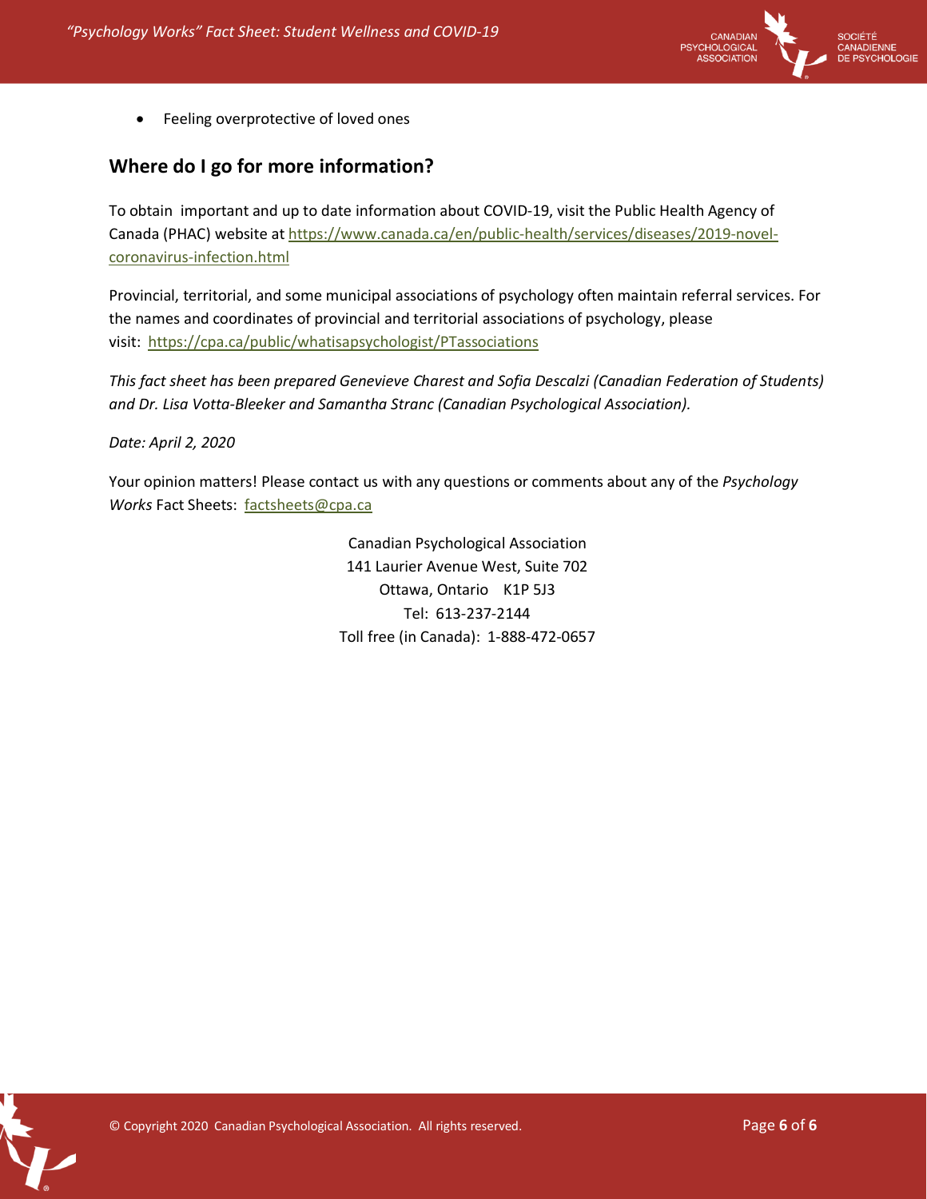- Feeling overprotective of loved ones

## Where do I go for more information?

To obtain important and up to date information about COVID-19, visit the Public Health Agency of Canada (PHAC) website at https://www.canada.ca/en/public-health/services/diseases/2019-novel-coronavirus-infection.html

Provincial, territorial, and some municipal associations of psychology often maintain referral services. For the names and coordinates of provincial and territorial associations of psychology, please visit: https://cpa.ca/public/whatisapsychologist/PTassociations

*This fact sheet has been prepared Genevieve Charest and Sofia Descalzi (Canadian Federation of Students) and Dr. Lisa Votta-Bleeker and Samantha Stranc (Canadian Psychological Association).*

*Date: April 2, 2020*

Your opinion matters! Please contact us with any questions or comments about any of the *Psychology Works* Fact Sheets: factsheets@cpa.ca

Canadian Psychological Association
141 Laurier Avenue West, Suite 702
Ottawa, Ontario K1P 5J3
Tel: 613-237-2144
Toll free (in Canada): 1-888-472-0657

© Copyright 2020 Canadian Psychological Association. All rights reserved.